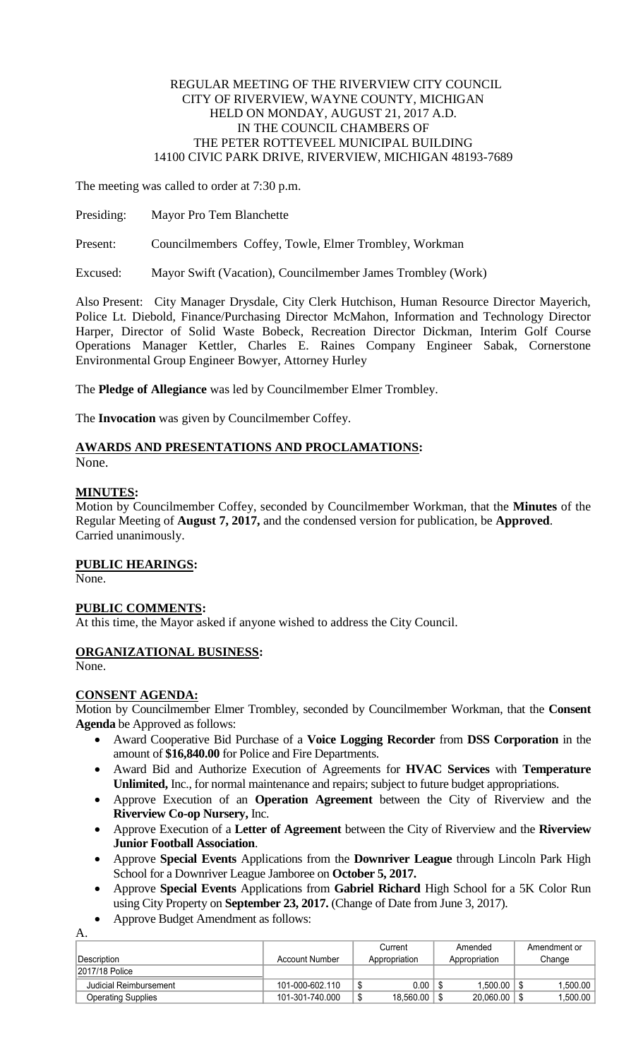REGULAR MEETING OF THE RIVERVIEW CITY COUNCIL
CITY OF RIVERVIEW, WAYNE COUNTY, MICHIGAN
HELD ON MONDAY, AUGUST 21, 2017 A.D.
IN THE COUNCIL CHAMBERS OF
THE PETER ROTTEVEEL MUNICIPAL BUILDING
14100 CIVIC PARK DRIVE, RIVERVIEW, MICHIGAN 48193-7689

The meeting was called to order at 7:30 p.m.

Presiding: Mayor Pro Tem Blanchette

Present: Councilmembers Coffey, Towle, Elmer Trombley, Workman

Excused: Mayor Swift (Vacation), Councilmember James Trombley (Work)

Also Present: City Manager Drysdale, City Clerk Hutchison, Human Resource Director Mayerich, Police Lt. Diebold, Finance/Purchasing Director McMahon, Information and Technology Director Harper, Director of Solid Waste Bobeck, Recreation Director Dickman, Interim Golf Course Operations Manager Kettler, Charles E. Raines Company Engineer Sabak, Cornerstone Environmental Group Engineer Bowyer, Attorney Hurley

The **Pledge of Allegiance** was led by Councilmember Elmer Trombley.

The **Invocation** was given by Councilmember Coffey.

## AWARDS AND PRESENTATIONS AND PROCLAMATIONS:

None.

## MINUTES:

Motion by Councilmember Coffey, seconded by Councilmember Workman, that the **Minutes** of the Regular Meeting of **August 7, 2017,** and the condensed version for publication, be **Approved**. Carried unanimously.

## PUBLIC HEARINGS:

None.

## PUBLIC COMMENTS:

At this time, the Mayor asked if anyone wished to address the City Council.

## ORGANIZATIONAL BUSINESS:

None.

## CONSENT AGENDA:

Motion by Councilmember Elmer Trombley, seconded by Councilmember Workman, that the **Consent Agenda** be Approved as follows:

- Award Cooperative Bid Purchase of a **Voice Logging Recorder** from **DSS Corporation** in the amount of **$16,840.00** for Police and Fire Departments.
- Award Bid and Authorize Execution of Agreements for **HVAC Services** with **Temperature Unlimited,** Inc., for normal maintenance and repairs; subject to future budget appropriations.
- Approve Execution of an **Operation Agreement** between the City of Riverview and the **Riverview Co-op Nursery,** Inc.
- Approve Execution of a **Letter of Agreement** between the City of Riverview and the **Riverview Junior Football Association**.
- Approve **Special Events** Applications from the **Downriver League** through Lincoln Park High School for a Downriver League Jamboree on **October 5, 2017.**
- Approve **Special Events** Applications from **Gabriel Richard** High School for a 5K Color Run using City Property on **September 23, 2017.** (Change of Date from June 3, 2017).
- Approve Budget Amendment as follows:

A.

| Description | Account Number | Current Appropriation | Amended Appropriation | Amendment or Change |
|---|---|---|---|---|
| 2017/18 Police | | | | |
| Judicial Reimbursement | 101-000-602.110 | $ 0.00 | $ 1,500.00 | $ 1,500.00 |
| Operating Supplies | 101-301-740.000 | $ 18,560.00 | $ 20,060.00 | $ 1,500.00 |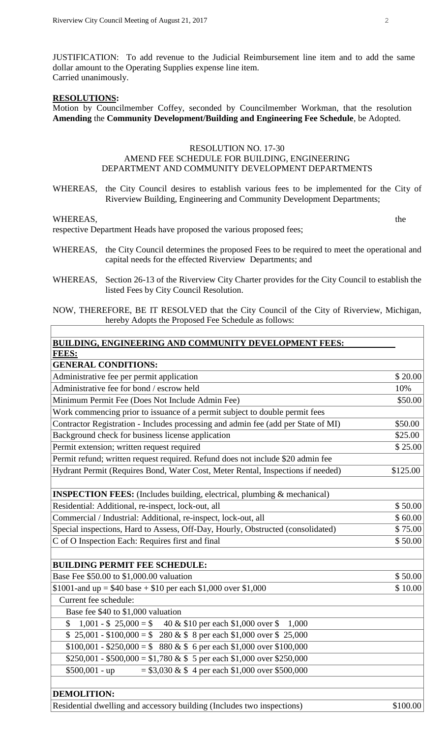JUSTIFICATION: To add revenue to the Judicial Reimbursement line item and to add the same dollar amount to the Operating Supplies expense line item.
Carried unanimously.

**RESOLUTIONS:**

Motion by Councilmember Coffey, seconded by Councilmember Workman, that the resolution **Amending** the **Community Development/Building and Engineering Fee Schedule**, be Adopted.

RESOLUTION NO. 17-30
AMEND FEE SCHEDULE FOR BUILDING, ENGINEERING DEPARTMENT AND COMMUNITY DEVELOPMENT DEPARTMENTS

WHEREAS, the City Council desires to establish various fees to be implemented for the City of Riverview Building, Engineering and Community Development Departments;

WHEREAS, the respective Department Heads have proposed the various proposed fees;

WHEREAS, the City Council determines the proposed Fees to be required to meet the operational and capital needs for the effected Riverview Departments; and

WHEREAS, Section 26-13 of the Riverview City Charter provides for the City Council to establish the listed Fees by City Council Resolution.

NOW, THEREFORE, BE IT RESOLVED that the City Council of the City of Riverview, Michigan, hereby Adopts the Proposed Fee Schedule as follows:

| **BUILDING, ENGINEERING AND COMMUNITY DEVELOPMENT FEES:** | |
|---|---|
| **FEES:** | |
| **GENERAL CONDITIONS:** | |
| Administrative fee per permit application | $ 20.00 |
| Administrative fee for bond / escrow held | 10% |
| Minimum Permit Fee (Does Not Include Admin Fee) | $50.00 |
| Work commencing prior to issuance of a permit subject to double permit fees | |
| Contractor Registration - Includes processing and admin fee (add per State of MI) | $50.00 |
| Background check for business license application | $25.00 |
| Permit extension; written request required | $ 25.00 |
| Permit refund; written request required. Refund does not include $20 admin fee | |
| Hydrant Permit (Requires Bond, Water Cost, Meter Rental, Inspections if needed) | $125.00 |
| | |
| **INSPECTION FEES:** (Includes building, electrical, plumbing & mechanical) | |
| Residential: Additional, re-inspect, lock-out, all | $ 50.00 |
| Commercial / Industrial: Additional, re-inspect, lock-out, all | $ 60.00 |
| Special inspections, Hard to Assess, Off-Day, Hourly, Obstructed (consolidated) | $ 75.00 |
| C of O Inspection Each: Requires first and final | $ 50.00 |
| | |
| **BUILDING PERMIT FEE SCHEDULE:** | |
| Base Fee $50.00 to $1,000.00 valuation | $ 50.00 |
| $1001-and up = $40 base + $10 per each $1,000 over $1,000 | $ 10.00 |
| Current fee schedule: | |
| Base fee $40 to $1,000 valuation | |
| $ 1,001 - $ 25,000 = $ 40 & $10 per each $1,000 over $ 1,000 | |
| $ 25,001 - $100,000 = $ 280 & $ 8 per each $1,000 over $ 25,000 | |
| $100,001 - $250,000 = $ 880 & $ 6 per each $1,000 over $100,000 | |
| $250,001 - $500,000 = $1,780 & $ 5 per each $1,000 over $250,000 | |
| $500,001 - up = $3,030 & $ 4 per each $1,000 over $500,000 | |
| | |
| **DEMOLITION:** | |
| Residential dwelling and accessory building (Includes two inspections) | $100.00 |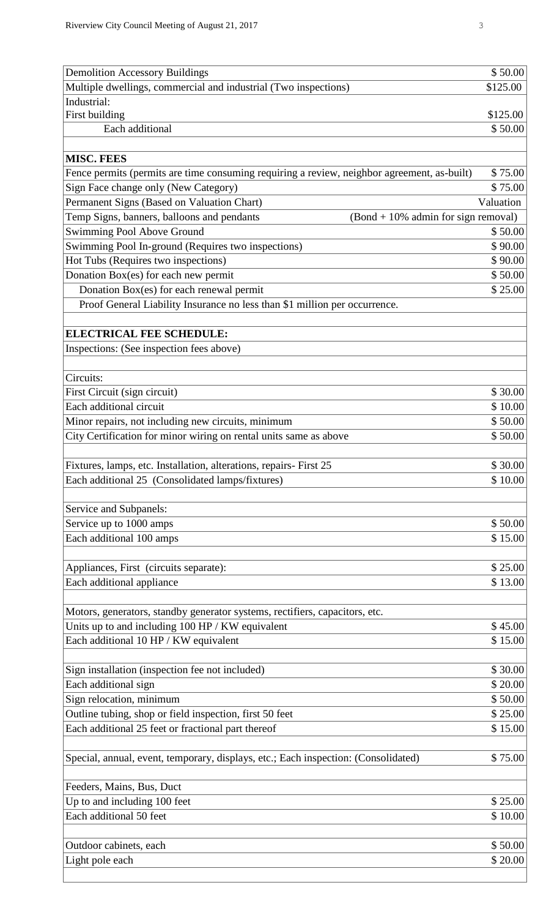| | |
|---|---|
| Demolition Accessory Buildings | \$ 50.00 |
| Multiple dwellings, commercial and industrial (Two inspections) | \$125.00 |
| Industrial: | |
| First building | \$125.00 |
| Each additional | \$ 50.00 |
| | |
| **MISC. FEES** | |
| Fence permits (permits are time consuming requiring a review, neighbor agreement, as-built) | \$ 75.00 |
| Sign Face change only (New Category) | \$ 75.00 |
| Permanent Signs (Based on Valuation Chart) | Valuation |
| Temp Signs, banners, balloons and pendants | (Bond + 10% admin for sign removal) |
| Swimming Pool Above Ground | \$ 50.00 |
| Swimming Pool In-ground (Requires two inspections) | \$ 90.00 |
| Hot Tubs (Requires two inspections) | \$ 90.00 |
| Donation Box(es) for each new permit | \$ 50.00 |
| Donation Box(es) for each renewal permit | \$ 25.00 |
| Proof General Liability Insurance no less than \$1 million per occurrence. | |
| | |
| **ELECTRICAL FEE SCHEDULE:** | |
| Inspections: (See inspection fees above) | |
| | |
| Circuits: | |
| First Circuit (sign circuit) | \$ 30.00 |
| Each additional circuit | \$ 10.00 |
| Minor repairs, not including new circuits, minimum | \$ 50.00 |
| City Certification for minor wiring on rental units same as above | \$ 50.00 |
| | |
| Fixtures, lamps, etc. Installation, alterations, repairs- First 25 | \$ 30.00 |
| Each additional 25 (Consolidated lamps/fixtures) | \$ 10.00 |
| | |
| Service and Subpanels: | |
| Service up to 1000 amps | \$ 50.00 |
| Each additional 100 amps | \$ 15.00 |
| | |
| Appliances, First (circuits separate): | \$ 25.00 |
| Each additional appliance | \$ 13.00 |
| | |
| Motors, generators, standby generator systems, rectifiers, capacitors, etc. | |
| Units up to and including 100 HP / KW equivalent | \$ 45.00 |
| Each additional 10 HP / KW equivalent | \$ 15.00 |
| | |
| Sign installation (inspection fee not included) | \$ 30.00 |
| Each additional sign | \$ 20.00 |
| Sign relocation, minimum | \$ 50.00 |
| Outline tubing, shop or field inspection, first 50 feet | \$ 25.00 |
| Each additional 25 feet or fractional part thereof | \$ 15.00 |
| | |
| Special, annual, event, temporary, displays, etc.; Each inspection: (Consolidated) | \$ 75.00 |
| | |
| Feeders, Mains, Bus, Duct | |
| Up to and including 100 feet | \$ 25.00 |
| Each additional 50 feet | \$ 10.00 |
| | |
| Outdoor cabinets, each | \$ 50.00 |
| Light pole each | \$ 20.00 |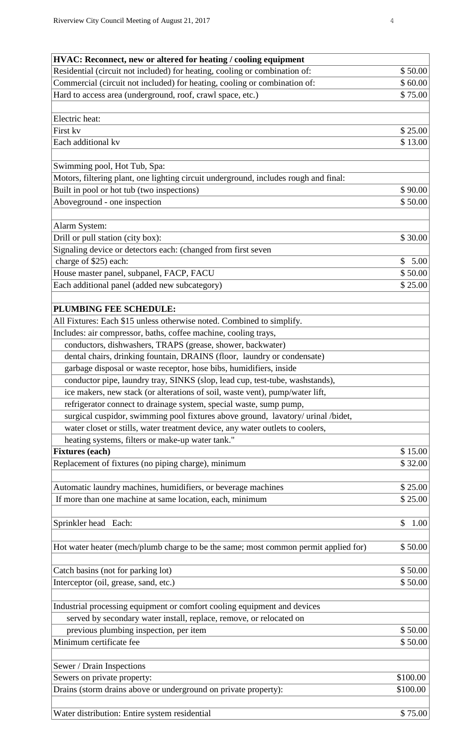| HVAC: Reconnect, new or altered for heating / cooling equipment | |
|---|---|
| Residential (circuit not included) for heating, cooling or combination of: | $ 50.00 |
| Commercial (circuit not included) for heating, cooling or combination of: | $ 60.00 |
| Hard to access area (underground, roof, crawl space, etc.) | $ 75.00 |
| | |
| Electric heat: | |
| First kv | $ 25.00 |
| Each additional kv | $ 13.00 |
| | |
| Swimming pool, Hot Tub, Spa: | |
| Motors, filtering plant, one lighting circuit underground, includes rough and final: | |
| Built in pool or hot tub (two inspections) | $ 90.00 |
| Aboveground - one inspection | $ 50.00 |
| | |
| Alarm System: | |
| Drill or pull station (city box): | $ 30.00 |
| Signaling device or detectors each: (changed from first seven | |
| charge of $25) each: | $ 5.00 |
| House master panel, subpanel, FACP, FACU | $ 50.00 |
| Each additional panel (added new subcategory) | $ 25.00 |
| | |
| **PLUMBING FEE SCHEDULE:** | |
| All Fixtures: Each $15 unless otherwise noted. Combined to simplify. | |
| Includes: air compressor, baths, coffee machine, cooling trays, | |
| conductors, dishwashers, TRAPS (grease, shower, backwater) | |
| dental chairs, drinking fountain, DRAINS (floor, laundry or condensate) | |
| garbage disposal or waste receptor, hose bibs, humidifiers, inside | |
| conductor pipe, laundry tray, SINKS (slop, lead cup, test-tube, washstands), | |
| ice makers, new stack (or alterations of soil, waste vent), pump/water lift, | |
| refrigerator connect to drainage system, special waste, sump pump, | |
| surgical cuspidor, swimming pool fixtures above ground, lavatory/ urinal /bidet, | |
| water closet or stills, water treatment device, any water outlets to coolers, | |
| heating systems, filters or make-up water tank." | |
| **Fixtures (each)** | $ 15.00 |
| Replacement of fixtures (no piping charge), minimum | $ 32.00 |
| | |
| Automatic laundry machines, humidifiers, or beverage machines | $ 25.00 |
| If more than one machine at same location, each, minimum | $ 25.00 |
| | |
| Sprinkler head Each: | $ 1.00 |
| | |
| Hot water heater (mech/plumb charge to be the same; most common permit applied for) | $ 50.00 |
| | |
| Catch basins (not for parking lot) | $ 50.00 |
| Interceptor (oil, grease, sand, etc.) | $ 50.00 |
| | |
| Industrial processing equipment or comfort cooling equipment and devices | |
| served by secondary water install, replace, remove, or relocated on | |
| previous plumbing inspection, per item | $ 50.00 |
| Minimum certificate fee | $ 50.00 |
| | |
| Sewer / Drain Inspections | |
| Sewers on private property: | $100.00 |
| Drains (storm drains above or underground on private property): | $100.00 |
| | |
| Water distribution: Entire system residential | $ 75.00 |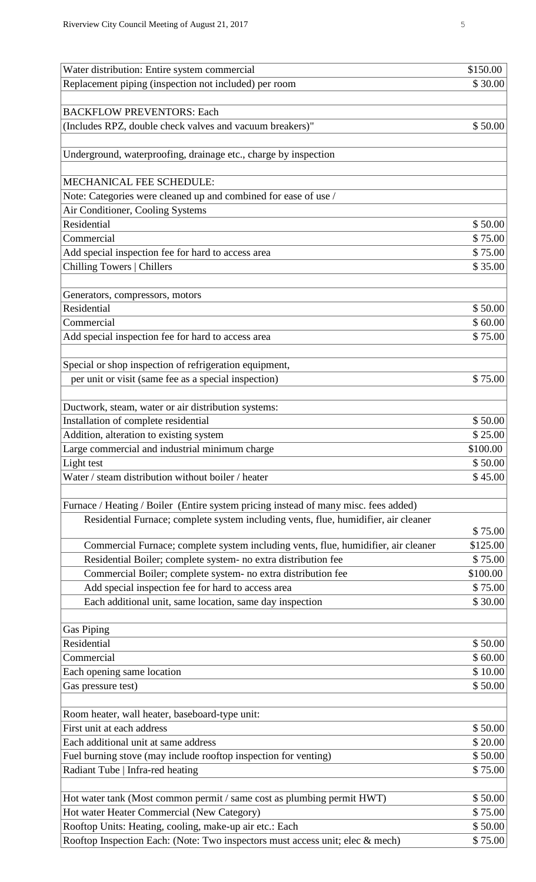| | |
|---|---|
| Water distribution: Entire system commercial | $150.00 |
| Replacement piping (inspection not included) per room | $ 30.00 |
| | |
| BACKFLOW PREVENTORS: Each | |
| (Includes RPZ, double check valves and vacuum breakers)" | $ 50.00 |
| | |
| Underground, waterproofing, drainage etc., charge by inspection | |
| | |
| MECHANICAL FEE SCHEDULE: | |
| Note: Categories were cleaned up and combined for ease of use / | |
| Air Conditioner, Cooling Systems | |
| Residential | $ 50.00 |
| Commercial | $ 75.00 |
| Add special inspection fee for hard to access area | $ 75.00 |
| Chilling Towers \| Chillers | $ 35.00 |
| | |
| Generators, compressors, motors | |
| Residential | $ 50.00 |
| Commercial | $ 60.00 |
| Add special inspection fee for hard to access area | $ 75.00 |
| | |
| Special or shop inspection of refrigeration equipment, | |
| per unit or visit (same fee as a special inspection) | $ 75.00 |
| | |
| Ductwork, steam, water or air distribution systems: | |
| Installation of complete residential | $ 50.00 |
| Addition, alteration to existing system | $ 25.00 |
| Large commercial and industrial minimum charge | $100.00 |
| Light test | $ 50.00 |
| Water / steam distribution without boiler / heater | $ 45.00 |
| | |
| Furnace / Heating / Boiler (Entire system pricing instead of many misc. fees added) | |
| Residential Furnace; complete system including vents, flue, humidifier, air cleaner | $ 75.00 |
| Commercial Furnace; complete system including vents, flue, humidifier, air cleaner | $125.00 |
| Residential Boiler; complete system- no extra distribution fee | $ 75.00 |
| Commercial Boiler; complete system- no extra distribution fee | $100.00 |
| Add special inspection fee for hard to access area | $ 75.00 |
| Each additional unit, same location, same day inspection | $ 30.00 |
| | |
| Gas Piping | |
| Residential | $ 50.00 |
| Commercial | $ 60.00 |
| Each opening same location | $ 10.00 |
| Gas pressure test) | $ 50.00 |
| | |
| Room heater, wall heater, baseboard-type unit: | |
| First unit at each address | $ 50.00 |
| Each additional unit at same address | $ 20.00 |
| Fuel burning stove (may include rooftop inspection for venting) | $ 50.00 |
| Radiant Tube \| Infra-red heating | $ 75.00 |
| | |
| Hot water tank (Most common permit / same cost as plumbing permit HWT) | $ 50.00 |
| Hot water Heater Commercial (New Category) | $ 75.00 |
| Rooftop Units: Heating, cooling, make-up air etc.: Each | $ 50.00 |
| Rooftop Inspection Each: (Note: Two inspectors must access unit; elec & mech) | $ 75.00 |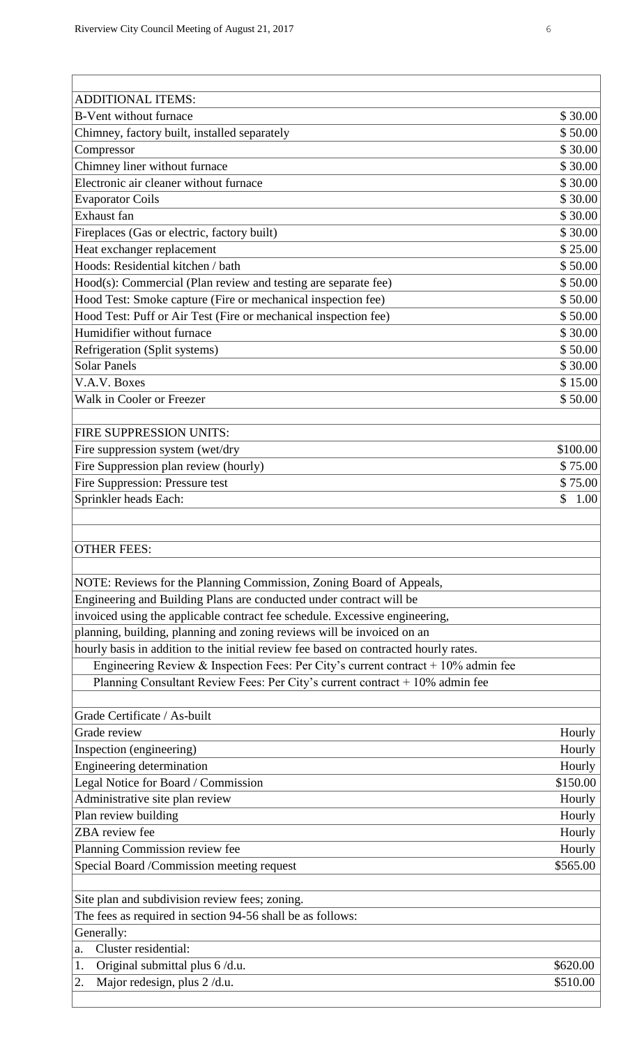| | |
|---|---|
| ADDITIONAL ITEMS: | |
| B-Vent without furnace | $ 30.00 |
| Chimney, factory built, installed separately | $ 50.00 |
| Compressor | $ 30.00 |
| Chimney liner without furnace | $ 30.00 |
| Electronic air cleaner without furnace | $ 30.00 |
| Evaporator Coils | $ 30.00 |
| Exhaust fan | $ 30.00 |
| Fireplaces (Gas or electric, factory built) | $ 30.00 |
| Heat exchanger replacement | $ 25.00 |
| Hoods: Residential kitchen / bath | $ 50.00 |
| Hood(s): Commercial (Plan review and testing are separate fee) | $ 50.00 |
| Hood Test: Smoke capture (Fire or mechanical inspection fee) | $ 50.00 |
| Hood Test: Puff or Air Test (Fire or mechanical inspection fee) | $ 50.00 |
| Humidifier without furnace | $ 30.00 |
| Refrigeration (Split systems) | $ 50.00 |
| Solar Panels | $ 30.00 |
| V.A.V. Boxes | $ 15.00 |
| Walk in Cooler or Freezer | $ 50.00 |
| | |
| FIRE SUPPRESSION UNITS: | |
| Fire suppression system (wet/dry | $100.00 |
| Fire Suppression plan review (hourly) | $ 75.00 |
| Fire Suppression: Pressure test | $ 75.00 |
| Sprinkler heads Each: | $ 1.00 |
| | |
| | |
| OTHER FEES: | |
| | |
| NOTE: Reviews for the Planning Commission, Zoning Board of Appeals, | |
| Engineering and Building Plans are conducted under contract will be | |
| invoiced using the applicable contract fee schedule. Excessive engineering, | |
| planning, building, planning and zoning reviews will be invoiced on an | |
| hourly basis in addition to the initial review fee based on contracted hourly rates. | |
| Engineering Review & Inspection Fees: Per City's current contract + 10% admin fee | |
| Planning Consultant Review Fees: Per City's current contract + 10% admin fee | |
| | |
| Grade Certificate / As-built | |
| Grade review | Hourly |
| Inspection (engineering) | Hourly |
| Engineering determination | Hourly |
| Legal Notice for Board / Commission | $150.00 |
| Administrative site plan review | Hourly |
| Plan review building | Hourly |
| ZBA review fee | Hourly |
| Planning Commission review fee | Hourly |
| Special Board /Commission meeting request | $565.00 |
| | |
| Site plan and subdivision review fees; zoning. | |
| The fees as required in section 94-56 shall be as follows: | |
| Generally: | |
| a. Cluster residential: | |
| 1. Original submittal plus 6 /d.u. | $620.00 |
| 2. Major redesign, plus 2 /d.u. | $510.00 |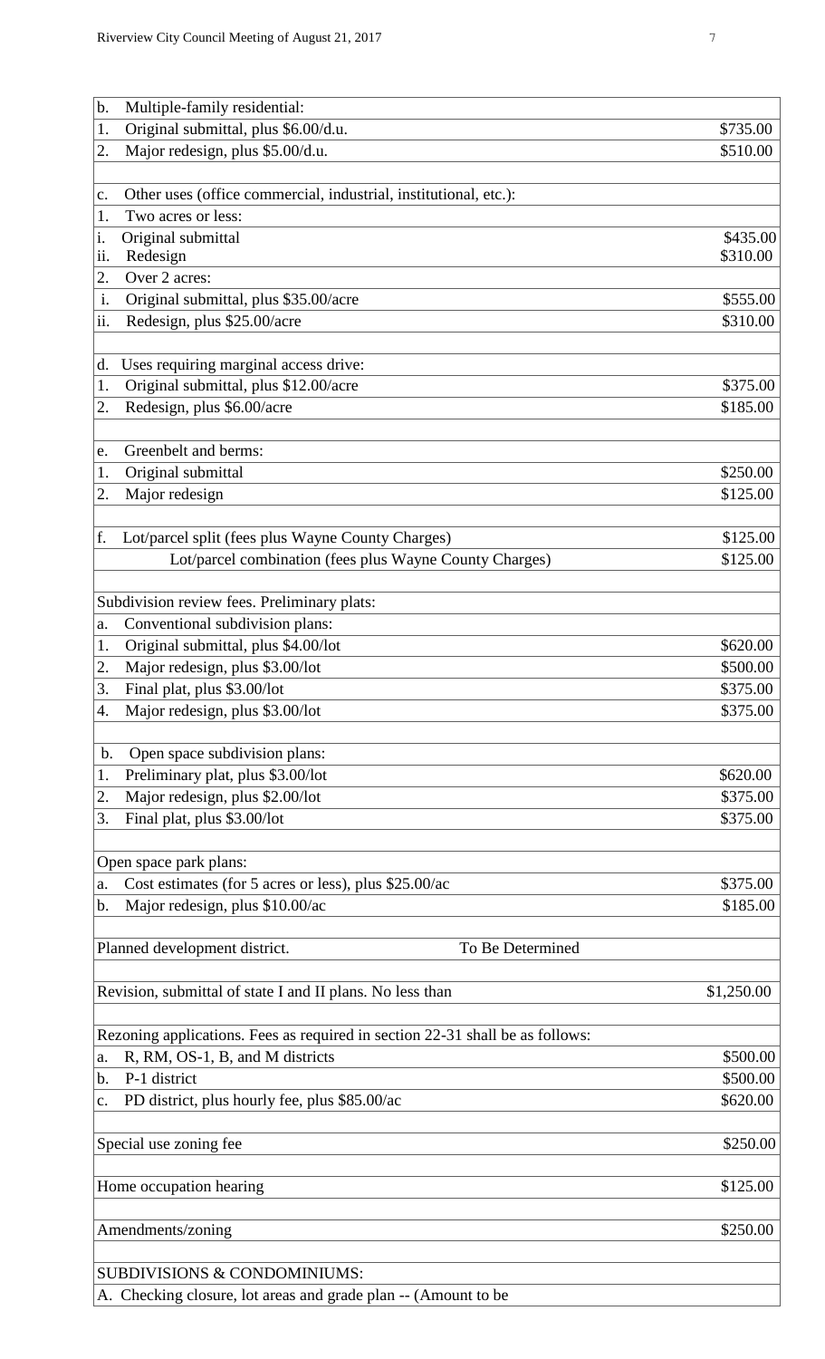| | |
|---|---|
| b. Multiple-family residential: | |
| 1. Original submittal, plus $6.00/d.u. | $735.00 |
| 2. Major redesign, plus $5.00/d.u. | $510.00 |
| | |
| c. Other uses (office commercial, industrial, institutional, etc.): | |
| 1. Two acres or less: | |
| i. Original submittal | $435.00 |
| ii. Redesign | $310.00 |
| 2. Over 2 acres: | |
| i. Original submittal, plus $35.00/acre | $555.00 |
| ii. Redesign, plus $25.00/acre | $310.00 |
| | |
| d. Uses requiring marginal access drive: | |
| 1. Original submittal, plus $12.00/acre | $375.00 |
| 2. Redesign, plus $6.00/acre | $185.00 |
| | |
| e. Greenbelt and berms: | |
| 1. Original submittal | $250.00 |
| 2. Major redesign | $125.00 |
| | |
| f. Lot/parcel split (fees plus Wayne County Charges) | $125.00 |
| Lot/parcel combination (fees plus Wayne County Charges) | $125.00 |
| | |
| Subdivision review fees. Preliminary plats: | |
| a. Conventional subdivision plans: | |
| 1. Original submittal, plus $4.00/lot | $620.00 |
| 2. Major redesign, plus $3.00/lot | $500.00 |
| 3. Final plat, plus $3.00/lot | $375.00 |
| 4. Major redesign, plus $3.00/lot | $375.00 |
| | |
| b. Open space subdivision plans: | |
| 1. Preliminary plat, plus $3.00/lot | $620.00 |
| 2. Major redesign, plus $2.00/lot | $375.00 |
| 3. Final plat, plus $3.00/lot | $375.00 |
| | |
| Open space park plans: | |
| a. Cost estimates (for 5 acres or less), plus $25.00/ac | $375.00 |
| b. Major redesign, plus $10.00/ac | $185.00 |
| | |
| Planned development district. To Be Determined | |
| | |
| Revision, submittal of state I and II plans. No less than | $1,250.00 |
| | |
| Rezoning applications. Fees as required in section 22-31 shall be as follows: | |
| a. R, RM, OS-1, B, and M districts | $500.00 |
| b. P-1 district | $500.00 |
| c. PD district, plus hourly fee, plus $85.00/ac | $620.00 |
| | |
| Special use zoning fee | $250.00 |
| | |
| Home occupation hearing | $125.00 |
| | |
| Amendments/zoning | $250.00 |
| | |
| SUBDIVISIONS & CONDOMINIUMS: | |
| A. Checking closure, lot areas and grade plan -- (Amount to be | |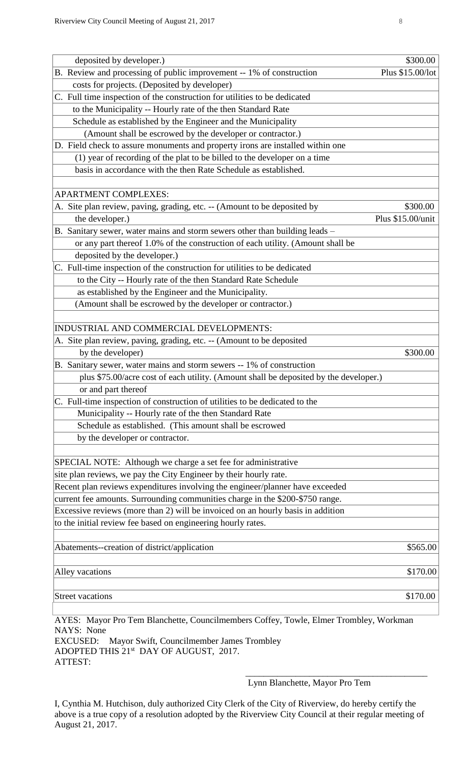| | |
|---|---|
| deposited by developer.) | \$300.00 |
| B. Review and processing of public improvement -- 1% of construction | Plus \$15.00/lot |
| costs for projects. (Deposited by developer) | |
| C. Full time inspection of the construction for utilities to be dedicated | |
| to the Municipality -- Hourly rate of the then Standard Rate | |
| Schedule as established by the Engineer and the Municipality | |
| (Amount shall be escrowed by the developer or contractor.) | |
| D. Field check to assure monuments and property irons are installed within one | |
| (1) year of recording of the plat to be billed to the developer on a time | |
| basis in accordance with the then Rate Schedule as established. | |
| | |
| APARTMENT COMPLEXES: | |
| A. Site plan review, paving, grading, etc. -- (Amount to be deposited by | \$300.00 |
| the developer.) | Plus \$15.00/unit |
| B. Sanitary sewer, water mains and storm sewers other than building leads – | |
| or any part thereof 1.0% of the construction of each utility. (Amount shall be | |
| deposited by the developer.) | |
| C. Full-time inspection of the construction for utilities to be dedicated | |
| to the City -- Hourly rate of the then Standard Rate Schedule | |
| as established by the Engineer and the Municipality. | |
| (Amount shall be escrowed by the developer or contractor.) | |
| | |
| INDUSTRIAL AND COMMERCIAL DEVELOPMENTS: | |
| A. Site plan review, paving, grading, etc. -- (Amount to be deposited | |
| by the developer) | \$300.00 |
| B. Sanitary sewer, water mains and storm sewers -- 1% of construction | |
| plus \$75.00/acre cost of each utility. (Amount shall be deposited by the developer.) | |
| or and part thereof | |
| C. Full-time inspection of construction of utilities to be dedicated to the | |
| Municipality -- Hourly rate of the then Standard Rate | |
| Schedule as established. (This amount shall be escrowed | |
| by the developer or contractor. | |
| | |
| SPECIAL NOTE: Although we charge a set fee for administrative | |
| site plan reviews, we pay the City Engineer by their hourly rate. | |
| Recent plan reviews expenditures involving the engineer/planner have exceeded | |
| current fee amounts. Surrounding communities charge in the \$200-\$750 range. | |
| Excessive reviews (more than 2) will be invoiced on an hourly basis in addition | |
| to the initial review fee based on engineering hourly rates. | |
| | |
| Abatements--creation of district/application | \$565.00 |
| | |
| Alley vacations | \$170.00 |
| | |
| Street vacations | \$170.00 |

AYES: Mayor Pro Tem Blanchette, Councilmembers Coffey, Towle, Elmer Trombley, Workman
NAYS: None
EXCUSED: Mayor Swift, Councilmember James Trombley
ADOPTED THIS 21st DAY OF AUGUST, 2017.
ATTEST:

\_\_\_\_\_\_\_\_\_\_\_\_\_\_\_\_\_\_\_\_\_\_\_\_\_\_\_\_\_\_\_\_\_\_\_\_\_\_\_\_

Lynn Blanchette, Mayor Pro Tem

I, Cynthia M. Hutchison, duly authorized City Clerk of the City of Riverview, do hereby certify the above is a true copy of a resolution adopted by the Riverview City Council at their regular meeting of August 21, 2017.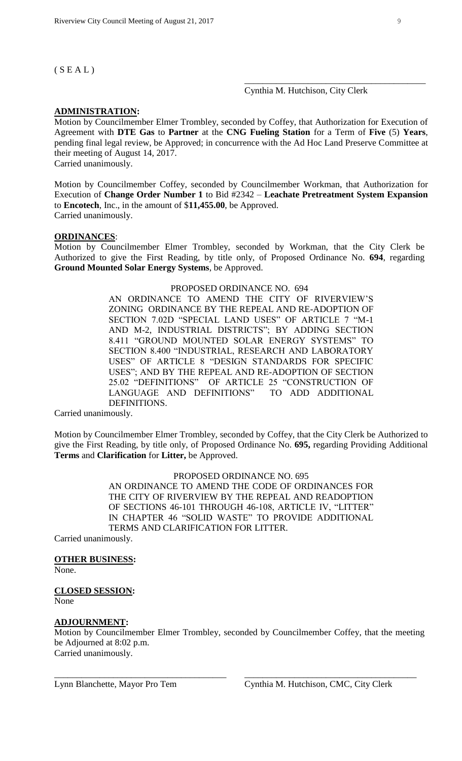( S E A L )

\_\_\_\_\_\_\_\_\_\_\_\_\_\_\_\_\_\_\_\_\_\_\_\_\_\_\_\_\_\_\_\_\_\_\_\_\_\_\_\_
Cynthia M. Hutchison, City Clerk

**ADMINISTRATION:**

Motion by Councilmember Elmer Trombley, seconded by Coffey, that Authorization for Execution of Agreement with **DTE Gas** to **Partner** at the **CNG Fueling Station** for a Term of **Five** (5) **Years**, pending final legal review, be Approved; in concurrence with the Ad Hoc Land Preserve Committee at their meeting of August 14, 2017.
Carried unanimously.

Motion by Councilmember Coffey, seconded by Councilmember Workman, that Authorization for Execution of **Change Order Number 1** to Bid #2342 – **Leachate Pretreatment System Expansion** to **Encotech**, Inc., in the amount of $**11,455.00**, be Approved.
Carried unanimously.

**ORDINANCES**:

Motion by Councilmember Elmer Trombley, seconded by Workman, that the City Clerk be Authorized to give the First Reading, by title only, of Proposed Ordinance No. **694**, regarding **Ground Mounted Solar Energy Systems**, be Approved.

PROPOSED ORDINANCE NO. 694

AN ORDINANCE TO AMEND THE CITY OF RIVERVIEW'S ZONING ORDINANCE BY THE REPEAL AND RE-ADOPTION OF SECTION 7.02D "SPECIAL LAND USES" OF ARTICLE 7 "M-1 AND M-2, INDUSTRIAL DISTRICTS"; BY ADDING SECTION 8.411 "GROUND MOUNTED SOLAR ENERGY SYSTEMS" TO SECTION 8.400 "INDUSTRIAL, RESEARCH AND LABORATORY USES" OF ARTICLE 8 "DESIGN STANDARDS FOR SPECIFIC USES"; AND BY THE REPEAL AND RE-ADOPTION OF SECTION 25.02 "DEFINITIONS" OF ARTICLE 25 "CONSTRUCTION OF LANGUAGE AND DEFINITIONS" TO ADD ADDITIONAL DEFINITIONS.

Carried unanimously.

Motion by Councilmember Elmer Trombley, seconded by Coffey, that the City Clerk be Authorized to give the First Reading, by title only, of Proposed Ordinance No. **695,** regarding Providing Additional **Terms** and **Clarification** for **Litter,** be Approved.

PROPOSED ORDINANCE NO. 695

AN ORDINANCE TO AMEND THE CODE OF ORDINANCES FOR THE CITY OF RIVERVIEW BY THE REPEAL AND READOPTION OF SECTIONS 46-101 THROUGH 46-108, ARTICLE IV, "LITTER" IN CHAPTER 46 "SOLID WASTE" TO PROVIDE ADDITIONAL TERMS AND CLARIFICATION FOR LITTER.

Carried unanimously.

**OTHER BUSINESS:**

None.

**CLOSED SESSION:**

None

**ADJOURNMENT:**

Motion by Councilmember Elmer Trombley, seconded by Councilmember Coffey, that the meeting be Adjourned at 8:02 p.m.
Carried unanimously.

\_\_\_\_\_\_\_\_\_\_\_\_\_\_\_\_\_\_\_\_\_\_\_\_\_\_\_\_\_\_\_\_\_\_\_\_\_\_\_\_
Lynn Blanchette, Mayor Pro Tem

\_\_\_\_\_\_\_\_\_\_\_\_\_\_\_\_\_\_\_\_\_\_\_\_\_\_\_\_\_\_\_\_\_\_\_\_\_\_\_\_
Cynthia M. Hutchison, CMC, City Clerk